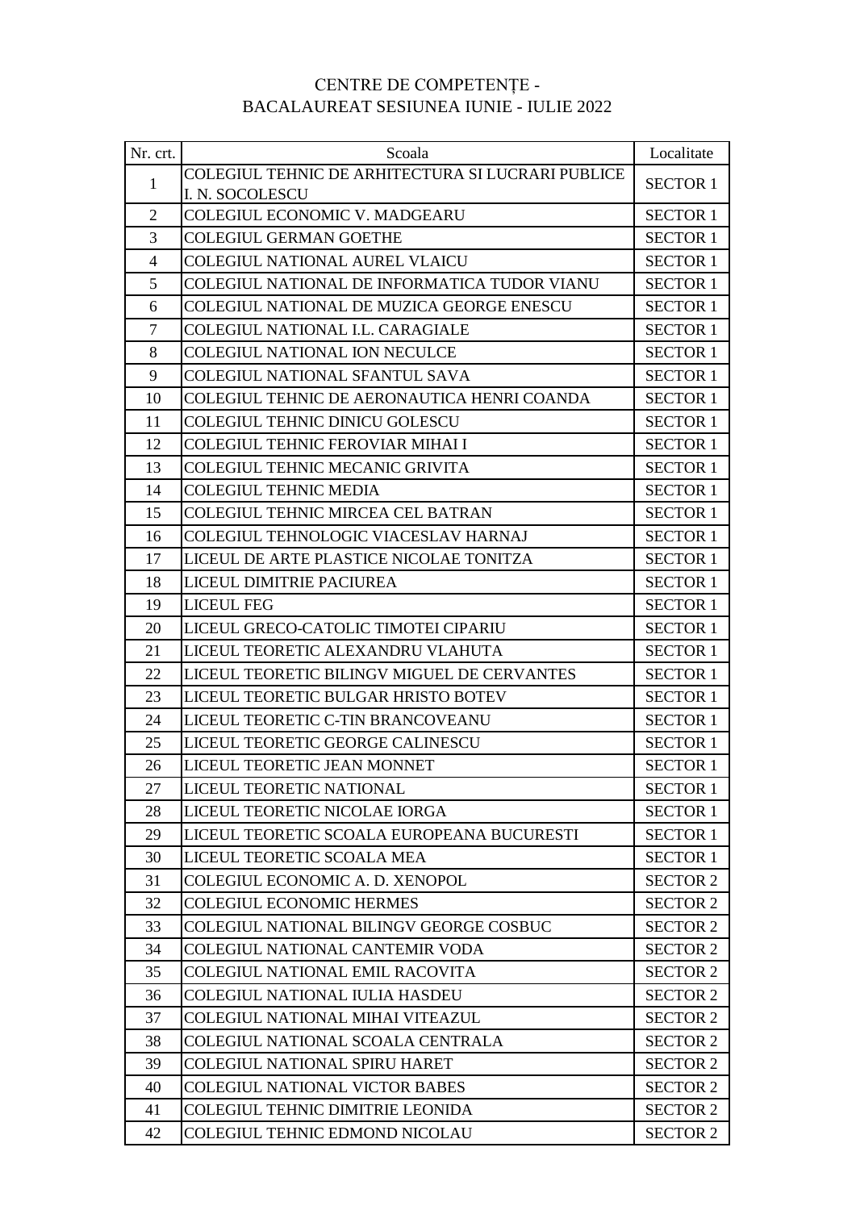# CENTRE DE COMPETENȚE -
# BACALAUREAT SESIUNEA IUNIE - IULIE 2022

| Nr. crt. | Scoala | Localitate |
|---|---|---|
| 1 | COLEGIUL TEHNIC DE ARHITECTURA SI LUCRARI PUBLICE I. N. SOCOLESCU | SECTOR 1 |
| 2 | COLEGIUL ECONOMIC V. MADGEARU | SECTOR 1 |
| 3 | COLEGIUL GERMAN GOETHE | SECTOR 1 |
| 4 | COLEGIUL NATIONAL AUREL VLAICU | SECTOR 1 |
| 5 | COLEGIUL NATIONAL DE INFORMATICA TUDOR VIANU | SECTOR 1 |
| 6 | COLEGIUL NATIONAL DE MUZICA GEORGE ENESCU | SECTOR 1 |
| 7 | COLEGIUL NATIONAL I.L. CARAGIALE | SECTOR 1 |
| 8 | COLEGIUL NATIONAL ION NECULCE | SECTOR 1 |
| 9 | COLEGIUL NATIONAL SFANTUL SAVA | SECTOR 1 |
| 10 | COLEGIUL TEHNIC DE AERONAUTICA HENRI COANDA | SECTOR 1 |
| 11 | COLEGIUL TEHNIC DINICU GOLESCU | SECTOR 1 |
| 12 | COLEGIUL TEHNIC FEROVIAR MIHAI I | SECTOR 1 |
| 13 | COLEGIUL TEHNIC MECANIC GRIVITA | SECTOR 1 |
| 14 | COLEGIUL TEHNIC MEDIA | SECTOR 1 |
| 15 | COLEGIUL TEHNIC MIRCEA CEL BATRAN | SECTOR 1 |
| 16 | COLEGIUL TEHNOLOGIC VIACESLAV HARNAJ | SECTOR 1 |
| 17 | LICEUL DE ARTE PLASTICE NICOLAE TONITZA | SECTOR 1 |
| 18 | LICEUL DIMITRIE PACIUREA | SECTOR 1 |
| 19 | LICEUL FEG | SECTOR 1 |
| 20 | LICEUL GRECO-CATOLIC TIMOTEI CIPARIU | SECTOR 1 |
| 21 | LICEUL TEORETIC ALEXANDRU VLAHUTA | SECTOR 1 |
| 22 | LICEUL TEORETIC BILINGV MIGUEL DE CERVANTES | SECTOR 1 |
| 23 | LICEUL TEORETIC BULGAR HRISTO BOTEV | SECTOR 1 |
| 24 | LICEUL TEORETIC C-TIN BRANCOVEANU | SECTOR 1 |
| 25 | LICEUL TEORETIC GEORGE CALINESCU | SECTOR 1 |
| 26 | LICEUL TEORETIC JEAN MONNET | SECTOR 1 |
| 27 | LICEUL TEORETIC NATIONAL | SECTOR 1 |
| 28 | LICEUL TEORETIC NICOLAE IORGA | SECTOR 1 |
| 29 | LICEUL TEORETIC SCOALA EUROPEANA BUCURESTI | SECTOR 1 |
| 30 | LICEUL TEORETIC SCOALA MEA | SECTOR 1 |
| 31 | COLEGIUL ECONOMIC A. D. XENOPOL | SECTOR 2 |
| 32 | COLEGIUL ECONOMIC HERMES | SECTOR 2 |
| 33 | COLEGIUL NATIONAL BILINGV GEORGE COSBUC | SECTOR 2 |
| 34 | COLEGIUL NATIONAL CANTEMIR VODA | SECTOR 2 |
| 35 | COLEGIUL NATIONAL EMIL RACOVITA | SECTOR 2 |
| 36 | COLEGIUL NATIONAL IULIA HASDEU | SECTOR 2 |
| 37 | COLEGIUL NATIONAL MIHAI VITEAZUL | SECTOR 2 |
| 38 | COLEGIUL NATIONAL SCOALA CENTRALA | SECTOR 2 |
| 39 | COLEGIUL NATIONAL SPIRU HARET | SECTOR 2 |
| 40 | COLEGIUL NATIONAL VICTOR BABES | SECTOR 2 |
| 41 | COLEGIUL TEHNIC DIMITRIE LEONIDA | SECTOR 2 |
| 42 | COLEGIUL TEHNIC EDMOND NICOLAU | SECTOR 2 |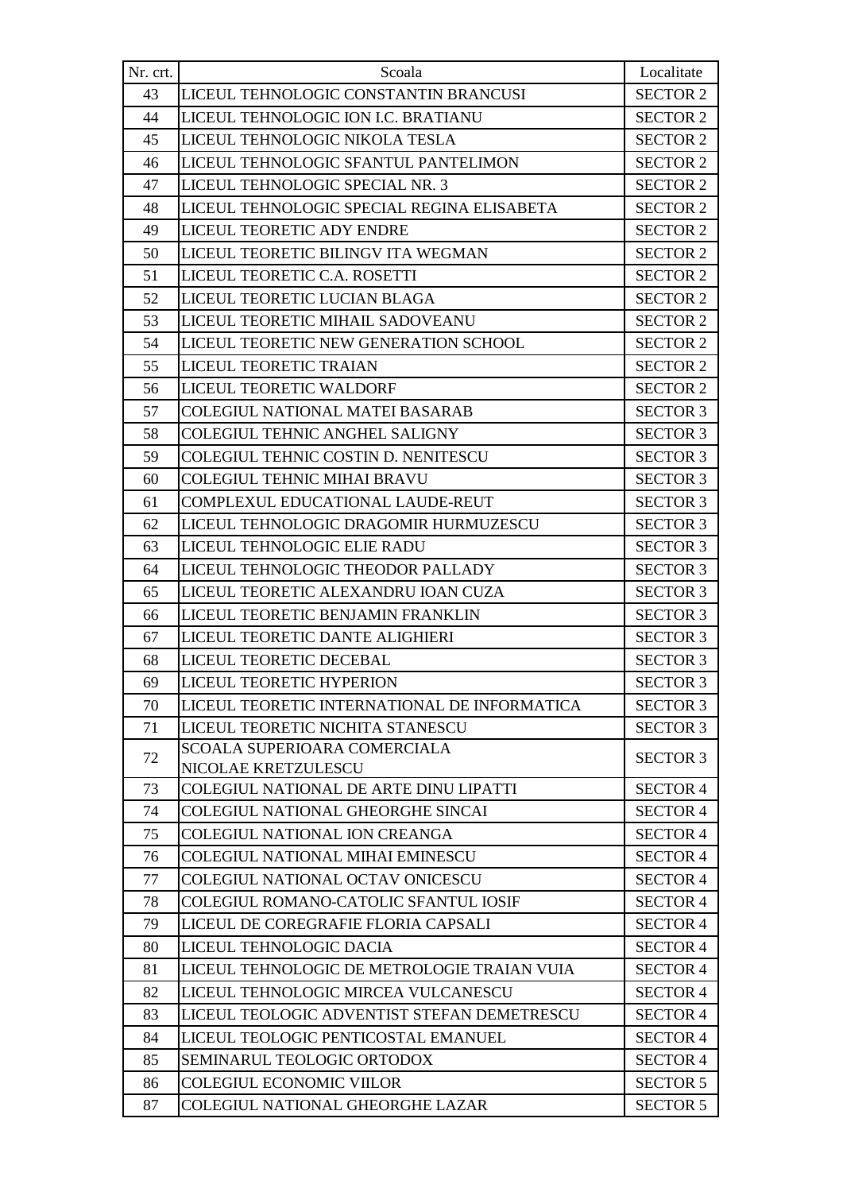| Nr. crt. | Scoala | Localitate |
|---|---|---|
| 43 | LICEUL TEHNOLOGIC CONSTANTIN BRANCUSI | SECTOR 2 |
| 44 | LICEUL TEHNOLOGIC ION I.C. BRATIANU | SECTOR 2 |
| 45 | LICEUL TEHNOLOGIC NIKOLA TESLA | SECTOR 2 |
| 46 | LICEUL TEHNOLOGIC SFANTUL PANTELIMON | SECTOR 2 |
| 47 | LICEUL TEHNOLOGIC SPECIAL NR. 3 | SECTOR 2 |
| 48 | LICEUL TEHNOLOGIC SPECIAL REGINA ELISABETA | SECTOR 2 |
| 49 | LICEUL TEORETIC ADY ENDRE | SECTOR 2 |
| 50 | LICEUL TEORETIC BILINGV ITA WEGMAN | SECTOR 2 |
| 51 | LICEUL TEORETIC C.A. ROSETTI | SECTOR 2 |
| 52 | LICEUL TEORETIC LUCIAN BLAGA | SECTOR 2 |
| 53 | LICEUL TEORETIC MIHAIL SADOVEANU | SECTOR 2 |
| 54 | LICEUL TEORETIC NEW GENERATION SCHOOL | SECTOR 2 |
| 55 | LICEUL TEORETIC TRAIAN | SECTOR 2 |
| 56 | LICEUL TEORETIC WALDORF | SECTOR 2 |
| 57 | COLEGIUL NATIONAL MATEI BASARAB | SECTOR 3 |
| 58 | COLEGIUL TEHNIC ANGHEL SALIGNY | SECTOR 3 |
| 59 | COLEGIUL TEHNIC COSTIN D. NENITESCU | SECTOR 3 |
| 60 | COLEGIUL TEHNIC MIHAI BRAVU | SECTOR 3 |
| 61 | COMPLEXUL EDUCATIONAL LAUDE-REUT | SECTOR 3 |
| 62 | LICEUL TEHNOLOGIC DRAGOMIR HURMUZESCU | SECTOR 3 |
| 63 | LICEUL TEHNOLOGIC ELIE RADU | SECTOR 3 |
| 64 | LICEUL TEHNOLOGIC THEODOR PALLADY | SECTOR 3 |
| 65 | LICEUL TEORETIC ALEXANDRU IOAN CUZA | SECTOR 3 |
| 66 | LICEUL TEORETIC BENJAMIN FRANKLIN | SECTOR 3 |
| 67 | LICEUL TEORETIC DANTE ALIGHIERI | SECTOR 3 |
| 68 | LICEUL TEORETIC DECEBAL | SECTOR 3 |
| 69 | LICEUL TEORETIC HYPERION | SECTOR 3 |
| 70 | LICEUL TEORETIC INTERNATIONAL DE INFORMATICA | SECTOR 3 |
| 71 | LICEUL TEORETIC NICHITA STANESCU | SECTOR 3 |
| 72 | SCOALA SUPERIOARA COMERCIALA NICOLAE KRETZULESCU | SECTOR 3 |
| 73 | COLEGIUL NATIONAL DE ARTE DINU LIPATTI | SECTOR 4 |
| 74 | COLEGIUL NATIONAL GHEORGHE SINCAI | SECTOR 4 |
| 75 | COLEGIUL NATIONAL ION CREANGA | SECTOR 4 |
| 76 | COLEGIUL NATIONAL MIHAI EMINESCU | SECTOR 4 |
| 77 | COLEGIUL NATIONAL OCTAV ONICESCU | SECTOR 4 |
| 78 | COLEGIUL ROMANO-CATOLIC SFANTUL IOSIF | SECTOR 4 |
| 79 | LICEUL DE COREGRAFIE FLORIA CAPSALI | SECTOR 4 |
| 80 | LICEUL TEHNOLOGIC DACIA | SECTOR 4 |
| 81 | LICEUL TEHNOLOGIC DE METROLOGIE TRAIAN VUIA | SECTOR 4 |
| 82 | LICEUL TEHNOLOGIC MIRCEA VULCANESCU | SECTOR 4 |
| 83 | LICEUL TEOLOGIC ADVENTIST STEFAN DEMETRESCU | SECTOR 4 |
| 84 | LICEUL TEOLOGIC PENTICOSTAL EMANUEL | SECTOR 4 |
| 85 | SEMINARUL TEOLOGIC ORTODOX | SECTOR 4 |
| 86 | COLEGIUL ECONOMIC VIILOR | SECTOR 5 |
| 87 | COLEGIUL NATIONAL GHEORGHE LAZAR | SECTOR 5 |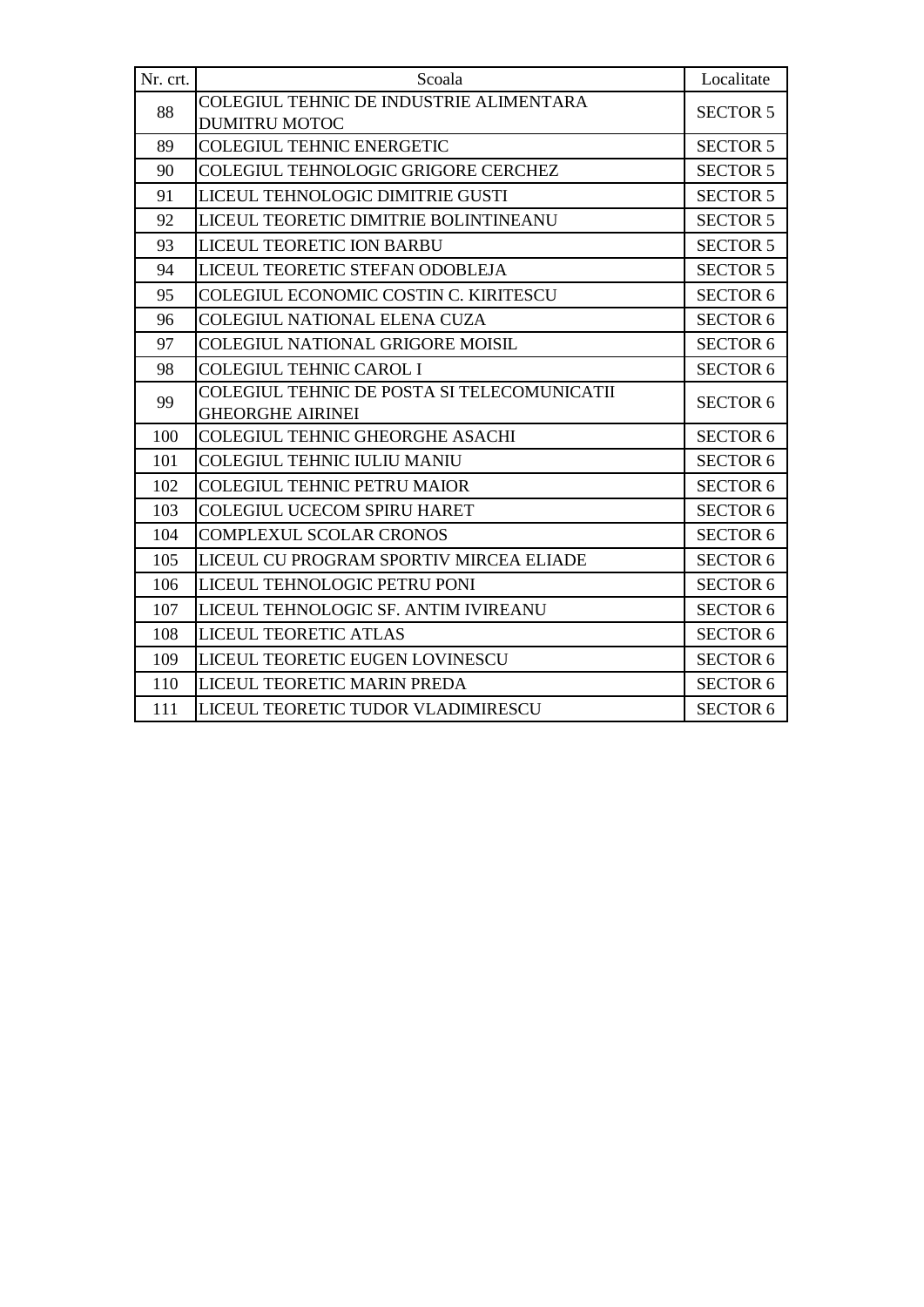| Nr. crt. | Scoala | Localitate |
| --- | --- | --- |
| 88 | COLEGIUL TEHNIC DE INDUSTRIE ALIMENTARA DUMITRU MOTOC | SECTOR 5 |
| 89 | COLEGIUL TEHNIC ENERGETIC | SECTOR 5 |
| 90 | COLEGIUL TEHNOLOGIC GRIGORE CERCHEZ | SECTOR 5 |
| 91 | LICEUL TEHNOLOGIC DIMITRIE GUSTI | SECTOR 5 |
| 92 | LICEUL TEORETIC DIMITRIE BOLINTINEANU | SECTOR 5 |
| 93 | LICEUL TEORETIC ION BARBU | SECTOR 5 |
| 94 | LICEUL TEORETIC STEFAN ODOBLEJA | SECTOR 5 |
| 95 | COLEGIUL ECONOMIC COSTIN C. KIRITESCU | SECTOR 6 |
| 96 | COLEGIUL NATIONAL ELENA CUZA | SECTOR 6 |
| 97 | COLEGIUL NATIONAL GRIGORE MOISIL | SECTOR 6 |
| 98 | COLEGIUL TEHNIC CAROL I | SECTOR 6 |
| 99 | COLEGIUL TEHNIC DE POSTA SI TELECOMUNICATII GHEORGHE AIRINEI | SECTOR 6 |
| 100 | COLEGIUL TEHNIC GHEORGHE ASACHI | SECTOR 6 |
| 101 | COLEGIUL TEHNIC IULIU MANIU | SECTOR 6 |
| 102 | COLEGIUL TEHNIC PETRU MAIOR | SECTOR 6 |
| 103 | COLEGIUL UCECOM SPIRU HARET | SECTOR 6 |
| 104 | COMPLEXUL SCOLAR CRONOS | SECTOR 6 |
| 105 | LICEUL CU PROGRAM SPORTIV MIRCEA ELIADE | SECTOR 6 |
| 106 | LICEUL TEHNOLOGIC PETRU PONI | SECTOR 6 |
| 107 | LICEUL TEHNOLOGIC SF. ANTIM IVIREANU | SECTOR 6 |
| 108 | LICEUL TEORETIC ATLAS | SECTOR 6 |
| 109 | LICEUL TEORETIC EUGEN LOVINESCU | SECTOR 6 |
| 110 | LICEUL TEORETIC MARIN PREDA | SECTOR 6 |
| 111 | LICEUL TEORETIC TUDOR VLADIMIRESCU | SECTOR 6 |